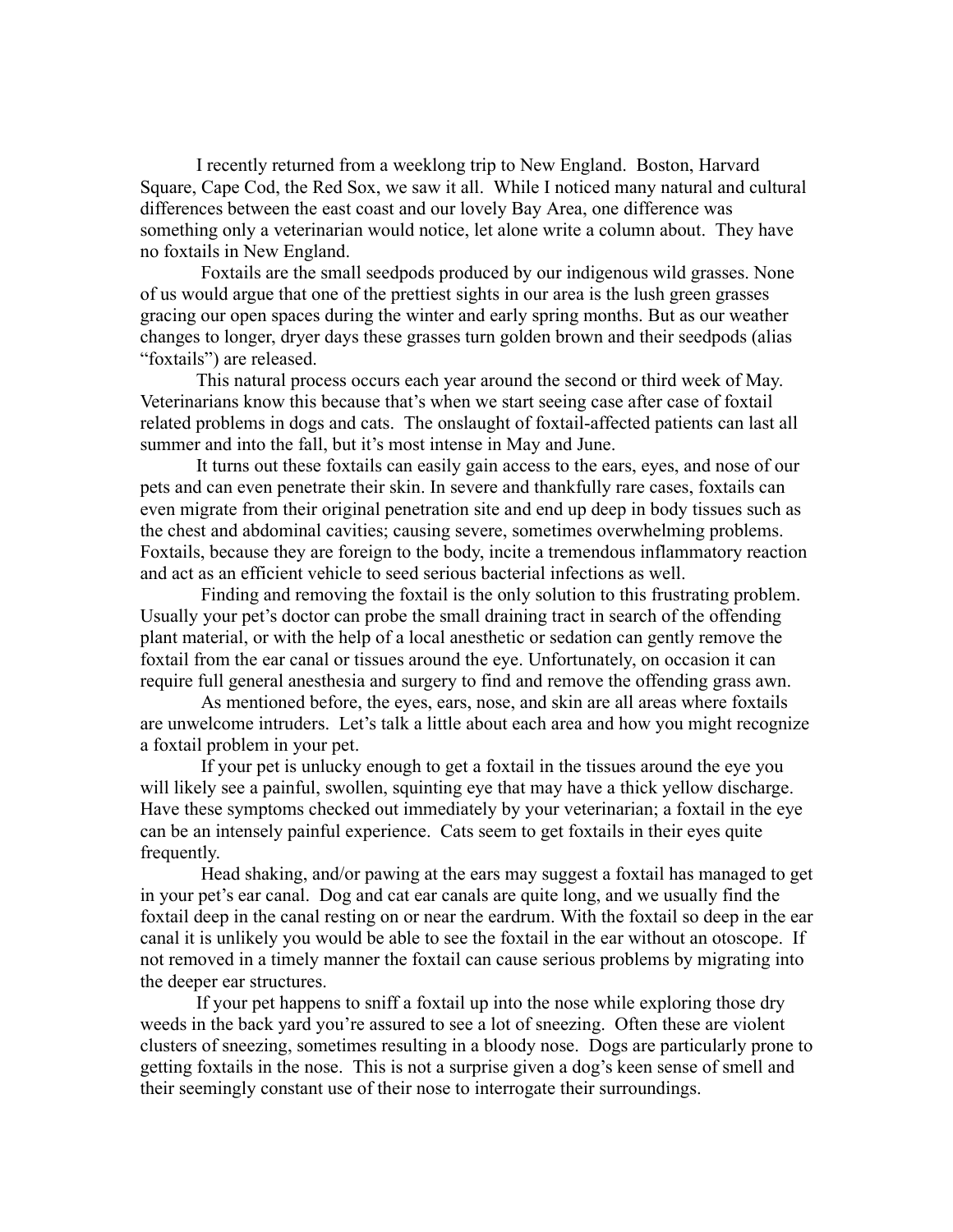I recently returned from a weeklong trip to New England. Boston, Harvard Square, Cape Cod, the Red Sox, we saw it all. While I noticed many natural and cultural differences between the east coast and our lovely Bay Area, one difference was something only a veterinarian would notice, let alone write a column about. They have no foxtails in New England.

Foxtails are the small seedpods produced by our indigenous wild grasses. None of us would argue that one of the prettiest sights in our area is the lush green grasses gracing our open spaces during the winter and early spring months. But as our weather changes to longer, dryer days these grasses turn golden brown and their seedpods (alias "foxtails") are released.

This natural process occurs each year around the second or third week of May. Veterinarians know this because that's when we start seeing case after case of foxtail related problems in dogs and cats. The onslaught of foxtail-affected patients can last all summer and into the fall, but it's most intense in May and June.

It turns out these foxtails can easily gain access to the ears, eyes, and nose of our pets and can even penetrate their skin. In severe and thankfully rare cases, foxtails can even migrate from their original penetration site and end up deep in body tissues such as the chest and abdominal cavities; causing severe, sometimes overwhelming problems. Foxtails, because they are foreign to the body, incite a tremendous inflammatory reaction and act as an efficient vehicle to seed serious bacterial infections as well.

Finding and removing the foxtail is the only solution to this frustrating problem. Usually your pet's doctor can probe the small draining tract in search of the offending plant material, or with the help of a local anesthetic or sedation can gently remove the foxtail from the ear canal or tissues around the eye. Unfortunately, on occasion it can require full general anesthesia and surgery to find and remove the offending grass awn.

As mentioned before, the eyes, ears, nose, and skin are all areas where foxtails are unwelcome intruders. Let's talk a little about each area and how you might recognize a foxtail problem in your pet.

If your pet is unlucky enough to get a foxtail in the tissues around the eye you will likely see a painful, swollen, squinting eye that may have a thick yellow discharge. Have these symptoms checked out immediately by your veterinarian; a foxtail in the eye can be an intensely painful experience. Cats seem to get foxtails in their eyes quite frequently.

Head shaking, and/or pawing at the ears may suggest a foxtail has managed to get in your pet's ear canal. Dog and cat ear canals are quite long, and we usually find the foxtail deep in the canal resting on or near the eardrum. With the foxtail so deep in the ear canal it is unlikely you would be able to see the foxtail in the ear without an otoscope. If not removed in a timely manner the foxtail can cause serious problems by migrating into the deeper ear structures.

If your pet happens to sniff a foxtail up into the nose while exploring those dry weeds in the back yard you're assured to see a lot of sneezing. Often these are violent clusters of sneezing, sometimes resulting in a bloody nose. Dogs are particularly prone to getting foxtails in the nose. This is not a surprise given a dog's keen sense of smell and their seemingly constant use of their nose to interrogate their surroundings.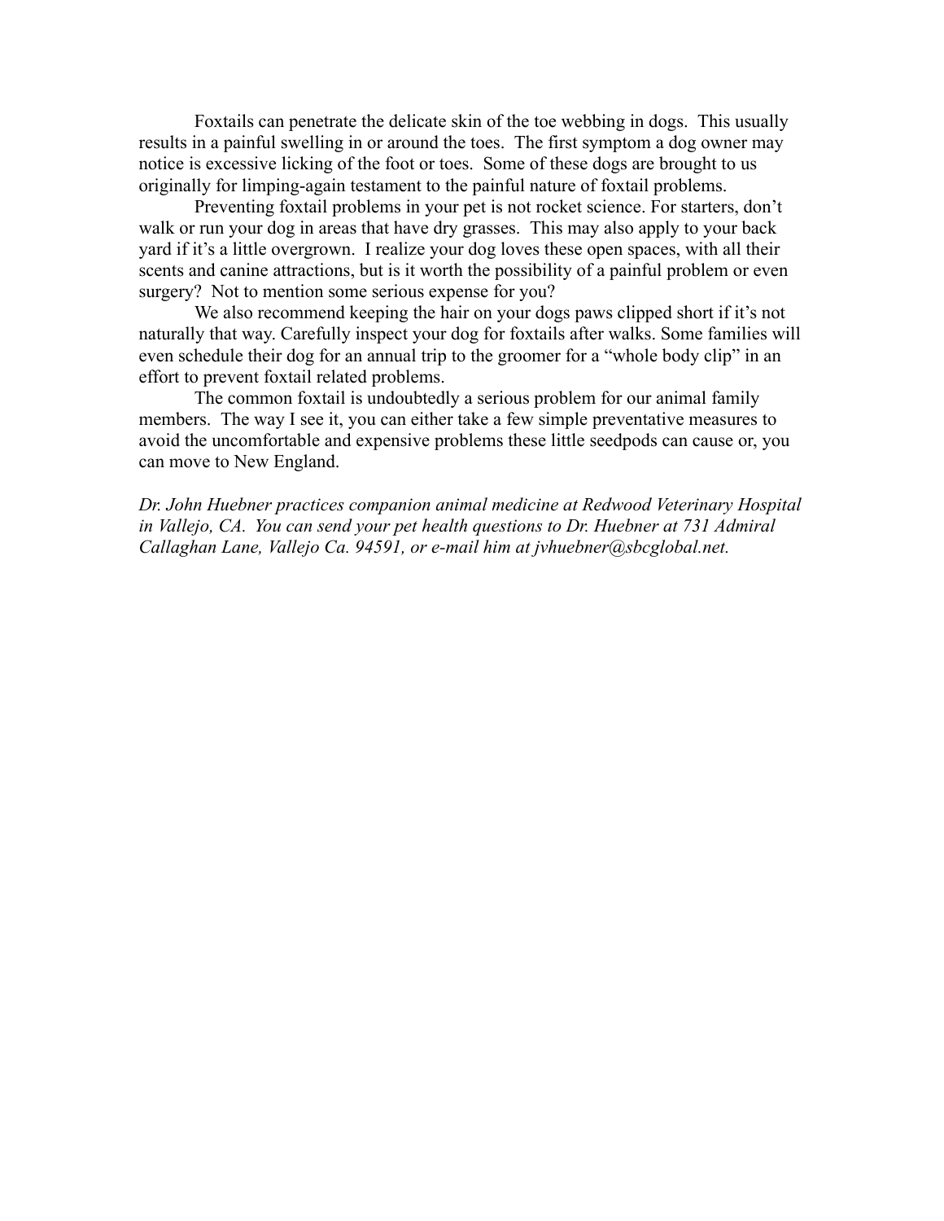Foxtails can penetrate the delicate skin of the toe webbing in dogs. This usually results in a painful swelling in or around the toes. The first symptom a dog owner may notice is excessive licking of the foot or toes. Some of these dogs are brought to us originally for limping-again testament to the painful nature of foxtail problems.

Preventing foxtail problems in your pet is not rocket science. For starters, don't walk or run your dog in areas that have dry grasses. This may also apply to your back yard if it's a little overgrown. I realize your dog loves these open spaces, with all their scents and canine attractions, but is it worth the possibility of a painful problem or even surgery? Not to mention some serious expense for you?

We also recommend keeping the hair on your dogs paws clipped short if it's not naturally that way. Carefully inspect your dog for foxtails after walks. Some families will even schedule their dog for an annual trip to the groomer for a "whole body clip" in an effort to prevent foxtail related problems.

The common foxtail is undoubtedly a serious problem for our animal family members. The way I see it, you can either take a few simple preventative measures to avoid the uncomfortable and expensive problems these little seedpods can cause or, you can move to New England.

*Dr. John Huebner practices companion animal medicine at Redwood Veterinary Hospital in Vallejo, CA. You can send your pet health questions to Dr. Huebner at 731 Admiral Callaghan Lane, Vallejo Ca. 94591, or e-mail him at jvhuebner@sbcglobal.net.*